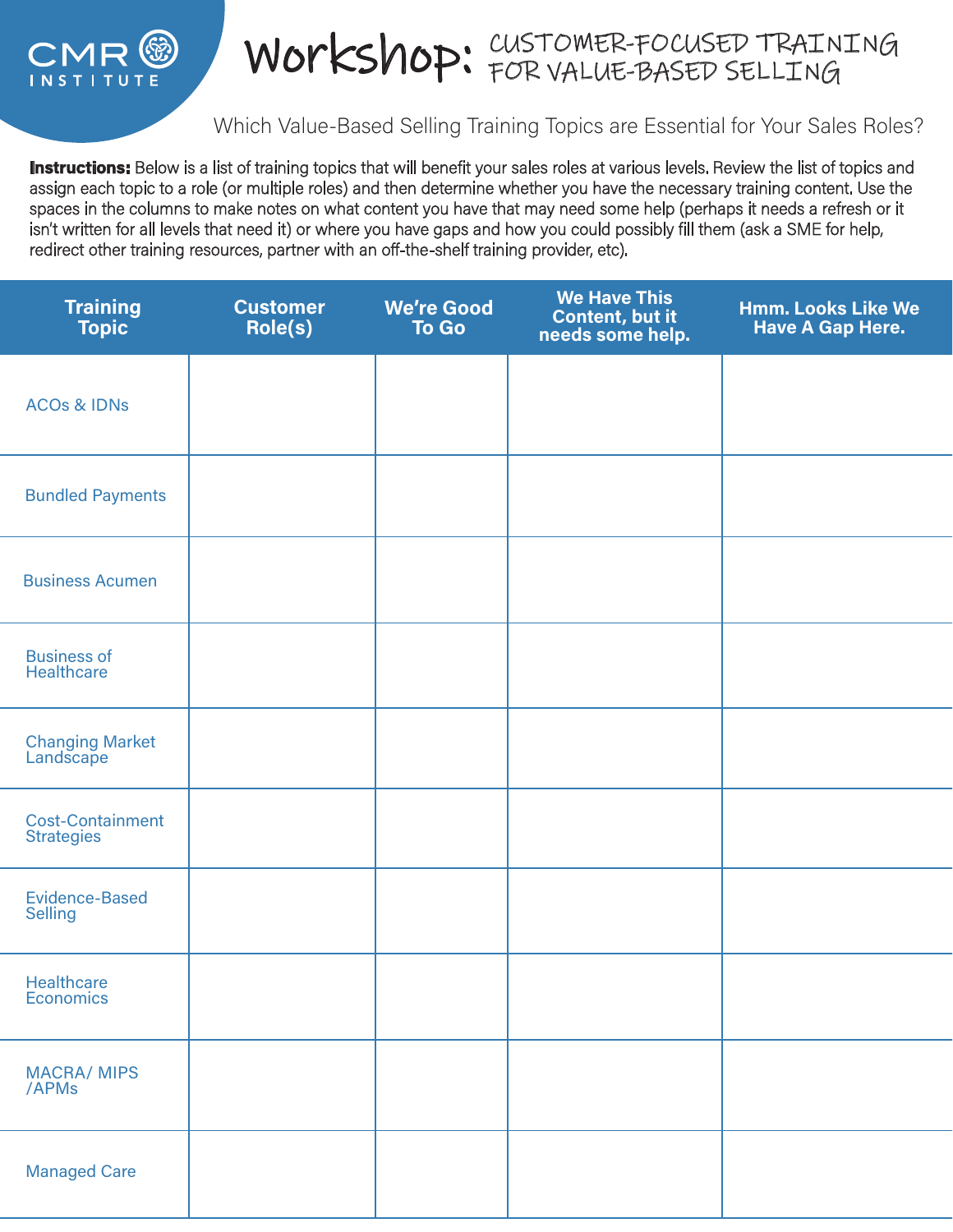CMR INSTITUTE

# Workshop: CUSTOMER-FOCUSED TRAINING FOR VALUE-BASED SELLING

## Which Value-Based Selling Training Topics are Essential for Your Sales Roles?

**Instructions:** Below is a list of training topics that will benefit your sales roles at various levels. Review the list of topics and assign each topic to a role (or multiple roles) and then determine whether you have the necessary training content. Use the spaces in the columns to make notes on what content you have that may need some help (perhaps it needs a refresh or it isn't written for all levels that need it) or where you have gaps and how you could possibly fill them (ask a SME for help, redirect other training resources, partner with an off-the-shelf training provider, etc).

| Training Topic | Customer Role(s) | We're Good To Go | We Have This Content, but it needs some help. | Hmm. Looks Like We Have A Gap Here. |
|---|---|---|---|---|
| ACOs & IDNs | | | | |
| Bundled Payments | | | | |
| Business Acumen | | | | |
| Business of Healthcare | | | | |
| Changing Market Landscape | | | | |
| Cost-Containment Strategies | | | | |
| Evidence-Based Selling | | | | |
| Healthcare Economics | | | | |
| MACRA/ MIPS /APMs | | | | |
| Managed Care | | | | |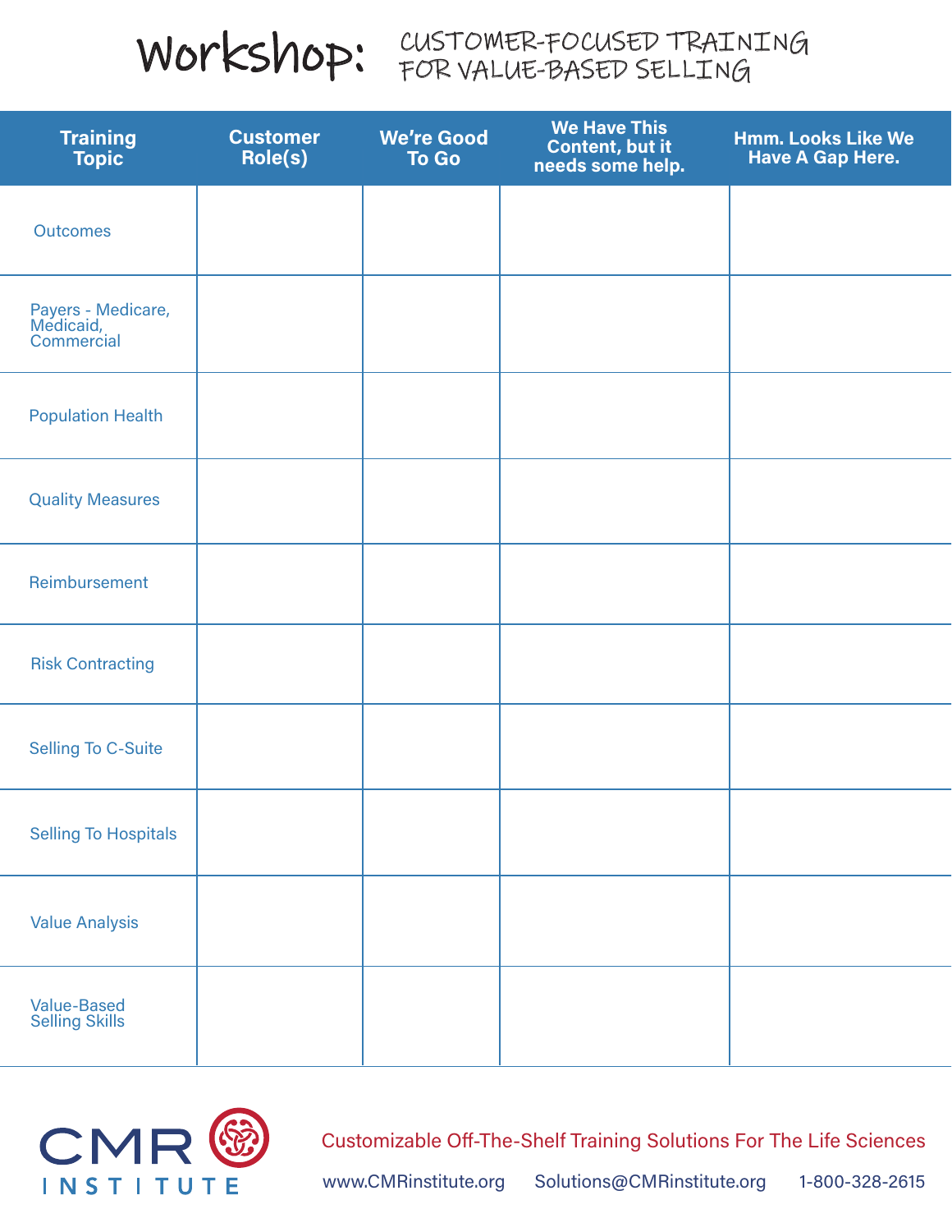# Workshop: CUSTOMER-FOCUSED TRAINING FOR VALUE-BASED SELLING

| Training Topic | Customer Role(s) | We're Good To Go | We Have This Content, but it needs some help. | Hmm. Looks Like We Have A Gap Here. |
|---|---|---|---|---|
| Outcomes | | | | |
| Payers - Medicare, Medicaid, Commercial | | | | |
| Population Health | | | | |
| Quality Measures | | | | |
| Reimbursement | | | | |
| Risk Contracting | | | | |
| Selling To C-Suite | | | | |
| Selling To Hospitals | | | | |
| Value Analysis | | | | |
| Value-Based Selling Skills | | | | |

CMR INSTITUTE

Customizable Off-The-Shelf Training Solutions For The Life Sciences

www.CMRinstitute.org    Solutions@CMRinstitute.org    1-800-328-2615